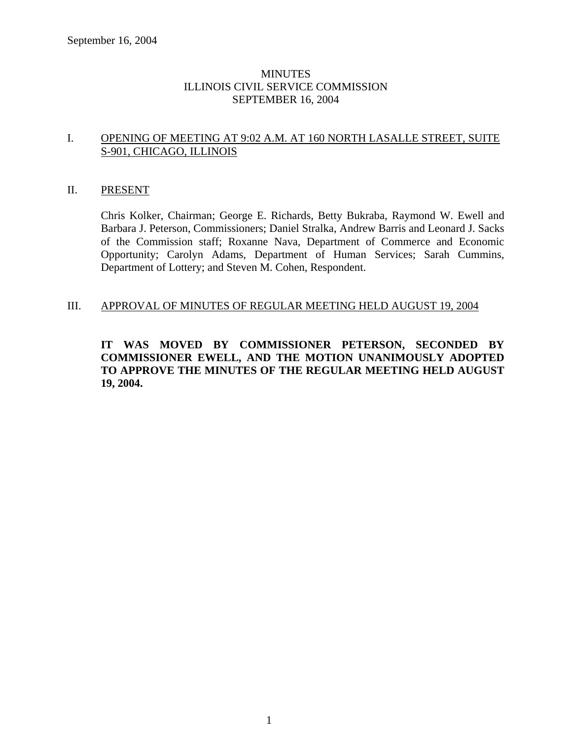September 16, 2004

# MINUTES
# ILLINOIS CIVIL SERVICE COMMISSION
# SEPTEMBER 16, 2004

## I. OPENING OF MEETING AT 9:02 A.M. AT 160 NORTH LASALLE STREET, SUITE S-901, CHICAGO, ILLINOIS

## II. PRESENT

Chris Kolker, Chairman; George E. Richards, Betty Bukraba, Raymond W. Ewell and Barbara J. Peterson, Commissioners; Daniel Stralka, Andrew Barris and Leonard J. Sacks of the Commission staff; Roxanne Nava, Department of Commerce and Economic Opportunity; Carolyn Adams, Department of Human Services; Sarah Cummins, Department of Lottery; and Steven M. Cohen, Respondent.

## III. APPROVAL OF MINUTES OF REGULAR MEETING HELD AUGUST 19, 2004

**IT WAS MOVED BY COMMISSIONER PETERSON, SECONDED BY COMMISSIONER EWELL, AND THE MOTION UNANIMOUSLY ADOPTED TO APPROVE THE MINUTES OF THE REGULAR MEETING HELD AUGUST 19, 2004.**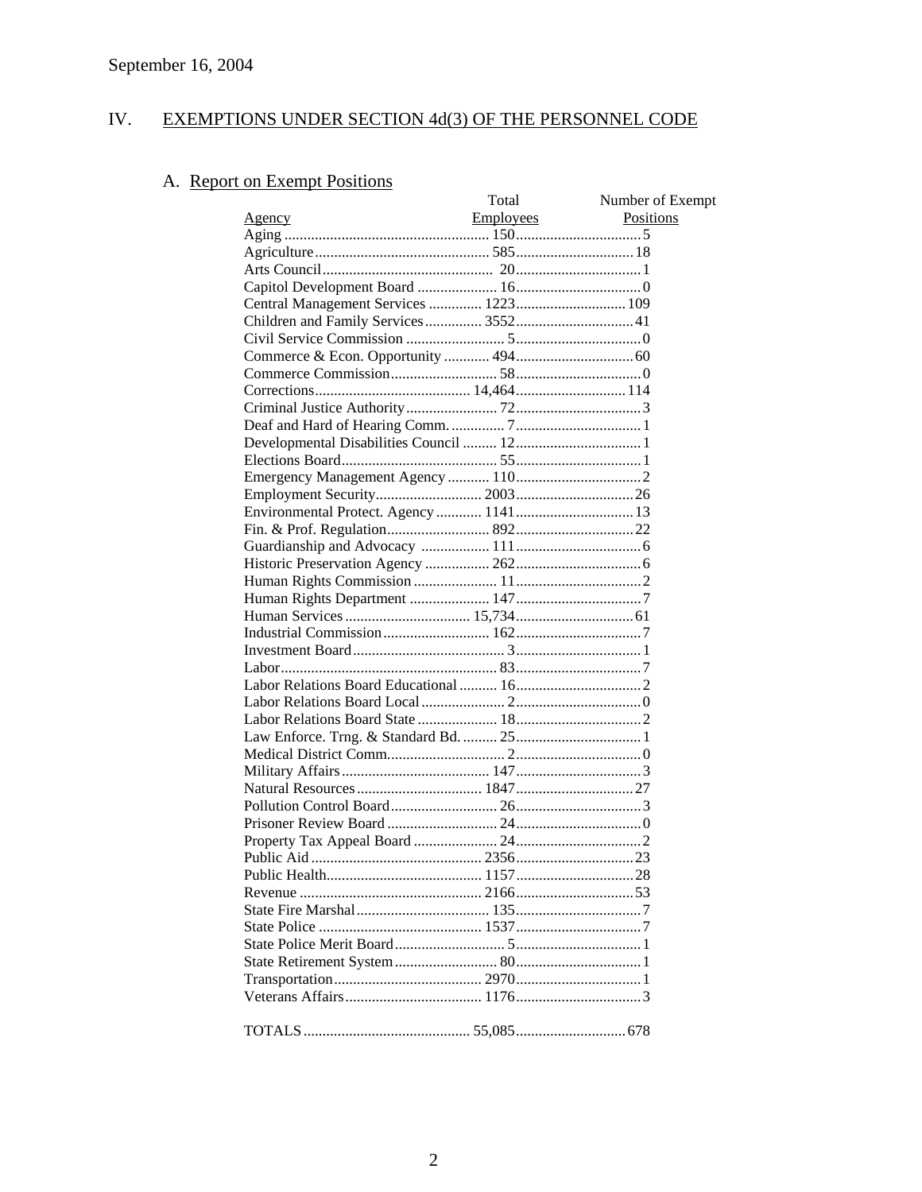September 16, 2004

## IV. EXEMPTIONS UNDER SECTION 4d(3) OF THE PERSONNEL CODE

### A. Report on Exempt Positions

| Agency | Total Employees | Number of Exempt Positions |
|---|---|---|
| Aging | 150 | 5 |
| Agriculture | 585 | 18 |
| Arts Council | 20 | 1 |
| Capitol Development Board | 16 | 0 |
| Central Management Services | 1223 | 109 |
| Children and Family Services | 3552 | 41 |
| Civil Service Commission | 5 | 0 |
| Commerce & Econ. Opportunity | 494 | 60 |
| Commerce Commission | 58 | 0 |
| Corrections | 14,464 | 114 |
| Criminal Justice Authority | 72 | 3 |
| Deaf and Hard of Hearing Comm. | 7 | 1 |
| Developmental Disabilities Council | 12 | 1 |
| Elections Board | 55 | 1 |
| Emergency Management Agency | 110 | 2 |
| Employment Security | 2003 | 26 |
| Environmental Protect. Agency | 1141 | 13 |
| Fin. & Prof. Regulation | 892 | 22 |
| Guardianship and Advocacy | 111 | 6 |
| Historic Preservation Agency | 262 | 6 |
| Human Rights Commission | 11 | 2 |
| Human Rights Department | 147 | 7 |
| Human Services | 15,734 | 61 |
| Industrial Commission | 162 | 7 |
| Investment Board | 3 | 1 |
| Labor | 83 | 7 |
| Labor Relations Board Educational | 16 | 2 |
| Labor Relations Board Local | 2 | 0 |
| Labor Relations Board State | 18 | 2 |
| Law Enforce. Trng. & Standard Bd. | 25 | 1 |
| Medical District Comm. | 2 | 0 |
| Military Affairs | 147 | 3 |
| Natural Resources | 1847 | 27 |
| Pollution Control Board | 26 | 3 |
| Prisoner Review Board | 24 | 0 |
| Property Tax Appeal Board | 24 | 2 |
| Public Aid | 2356 | 23 |
| Public Health | 1157 | 28 |
| Revenue | 2166 | 53 |
| State Fire Marshal | 135 | 7 |
| State Police | 1537 | 7 |
| State Police Merit Board | 5 | 1 |
| State Retirement System | 80 | 1 |
| Transportation | 2970 | 1 |
| Veterans Affairs | 1176 | 3 |
| TOTALS | 55,085 | 678 |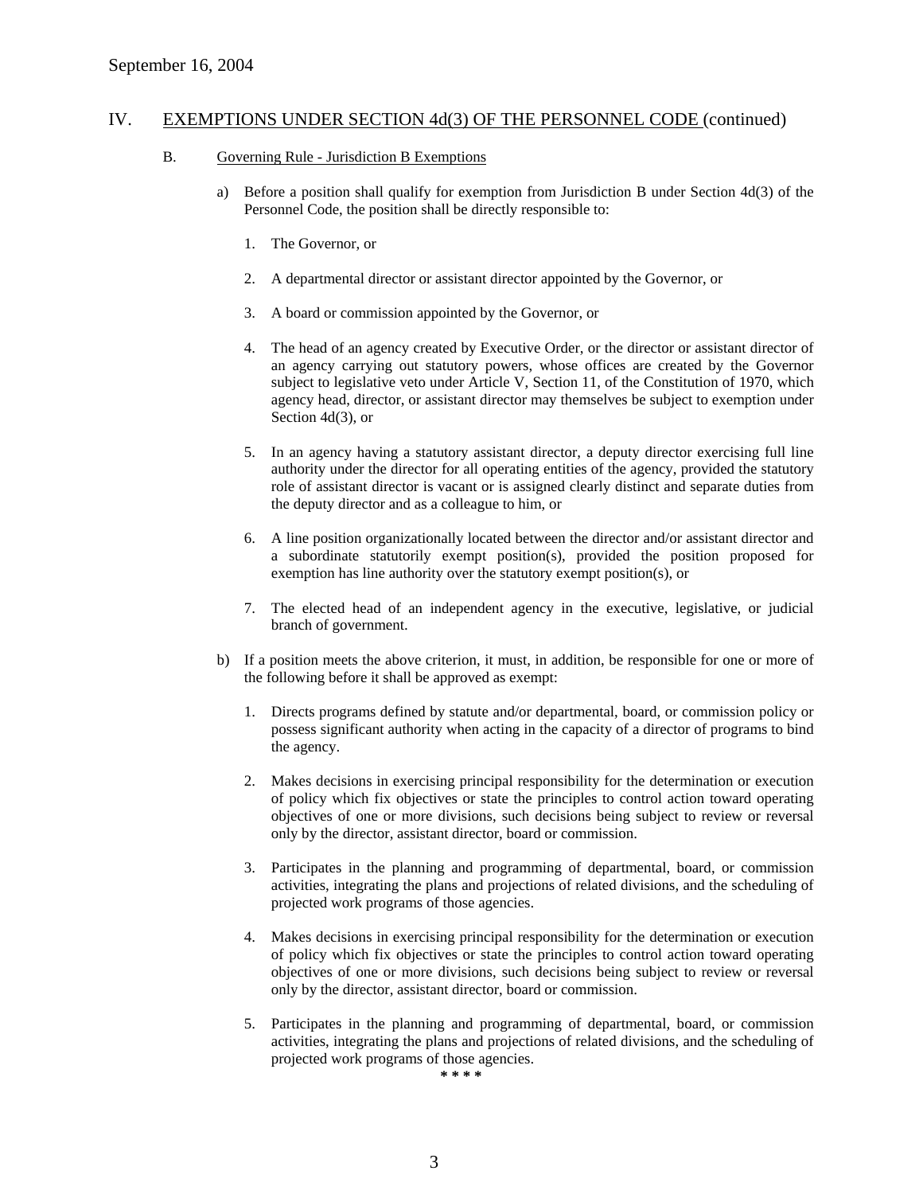September 16, 2004

## IV. EXEMPTIONS UNDER SECTION 4d(3) OF THE PERSONNEL CODE (continued)

### B. Governing Rule - Jurisdiction B Exemptions

a) Before a position shall qualify for exemption from Jurisdiction B under Section 4d(3) of the Personnel Code, the position shall be directly responsible to:

1. The Governor, or

2. A departmental director or assistant director appointed by the Governor, or

3. A board or commission appointed by the Governor, or

4. The head of an agency created by Executive Order, or the director or assistant director of an agency carrying out statutory powers, whose offices are created by the Governor subject to legislative veto under Article V, Section 11, of the Constitution of 1970, which agency head, director, or assistant director may themselves be subject to exemption under Section 4d(3), or

5. In an agency having a statutory assistant director, a deputy director exercising full line authority under the director for all operating entities of the agency, provided the statutory role of assistant director is vacant or is assigned clearly distinct and separate duties from the deputy director and as a colleague to him, or

6. A line position organizationally located between the director and/or assistant director and a subordinate statutorily exempt position(s), provided the position proposed for exemption has line authority over the statutory exempt position(s), or

7. The elected head of an independent agency in the executive, legislative, or judicial branch of government.

b) If a position meets the above criterion, it must, in addition, be responsible for one or more of the following before it shall be approved as exempt:

1. Directs programs defined by statute and/or departmental, board, or commission policy or possess significant authority when acting in the capacity of a director of programs to bind the agency.

2. Makes decisions in exercising principal responsibility for the determination or execution of policy which fix objectives or state the principles to control action toward operating objectives of one or more divisions, such decisions being subject to review or reversal only by the director, assistant director, board or commission.

3. Participates in the planning and programming of departmental, board, or commission activities, integrating the plans and projections of related divisions, and the scheduling of projected work programs of those agencies.

4. Makes decisions in exercising principal responsibility for the determination or execution of policy which fix objectives or state the principles to control action toward operating objectives of one or more divisions, such decisions being subject to review or reversal only by the director, assistant director, board or commission.

5. Participates in the planning and programming of departmental, board, or commission activities, integrating the plans and projections of related divisions, and the scheduling of projected work programs of those agencies.

* * * *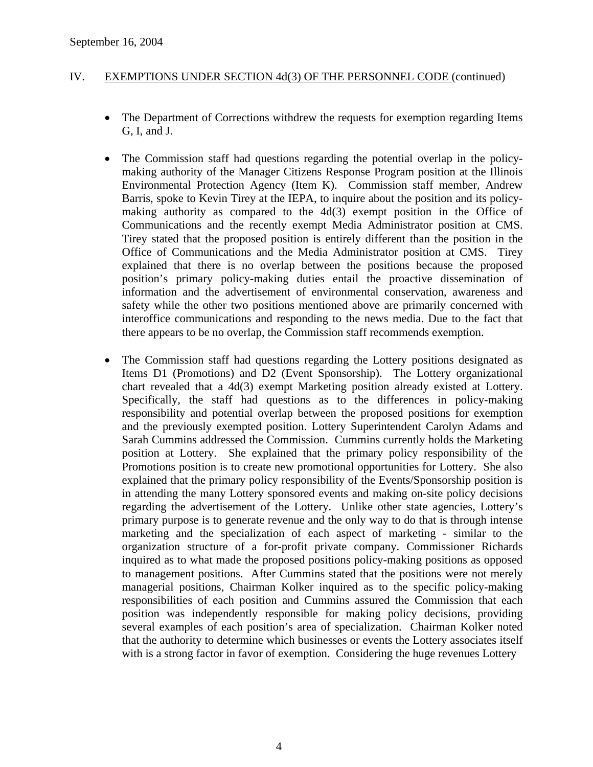September 16, 2004

## IV. EXEMPTIONS UNDER SECTION 4d(3) OF THE PERSONNEL CODE (continued)

- The Department of Corrections withdrew the requests for exemption regarding Items G, I, and J.

- The Commission staff had questions regarding the potential overlap in the policy-making authority of the Manager Citizens Response Program position at the Illinois Environmental Protection Agency (Item K). Commission staff member, Andrew Barris, spoke to Kevin Tirey at the IEPA, to inquire about the position and its policy-making authority as compared to the 4d(3) exempt position in the Office of Communications and the recently exempt Media Administrator position at CMS. Tirey stated that the proposed position is entirely different than the position in the Office of Communications and the Media Administrator position at CMS. Tirey explained that there is no overlap between the positions because the proposed position's primary policy-making duties entail the proactive dissemination of information and the advertisement of environmental conservation, awareness and safety while the other two positions mentioned above are primarily concerned with interoffice communications and responding to the news media. Due to the fact that there appears to be no overlap, the Commission staff recommends exemption.

- The Commission staff had questions regarding the Lottery positions designated as Items D1 (Promotions) and D2 (Event Sponsorship). The Lottery organizational chart revealed that a 4d(3) exempt Marketing position already existed at Lottery. Specifically, the staff had questions as to the differences in policy-making responsibility and potential overlap between the proposed positions for exemption and the previously exempted position. Lottery Superintendent Carolyn Adams and Sarah Cummins addressed the Commission. Cummins currently holds the Marketing position at Lottery. She explained that the primary policy responsibility of the Promotions position is to create new promotional opportunities for Lottery. She also explained that the primary policy responsibility of the Events/Sponsorship position is in attending the many Lottery sponsored events and making on-site policy decisions regarding the advertisement of the Lottery. Unlike other state agencies, Lottery's primary purpose is to generate revenue and the only way to do that is through intense marketing and the specialization of each aspect of marketing - similar to the organization structure of a for-profit private company. Commissioner Richards inquired as to what made the proposed positions policy-making positions as opposed to management positions. After Cummins stated that the positions were not merely managerial positions, Chairman Kolker inquired as to the specific policy-making responsibilities of each position and Cummins assured the Commission that each position was independently responsible for making policy decisions, providing several examples of each position's area of specialization. Chairman Kolker noted that the authority to determine which businesses or events the Lottery associates itself with is a strong factor in favor of exemption. Considering the huge revenues Lottery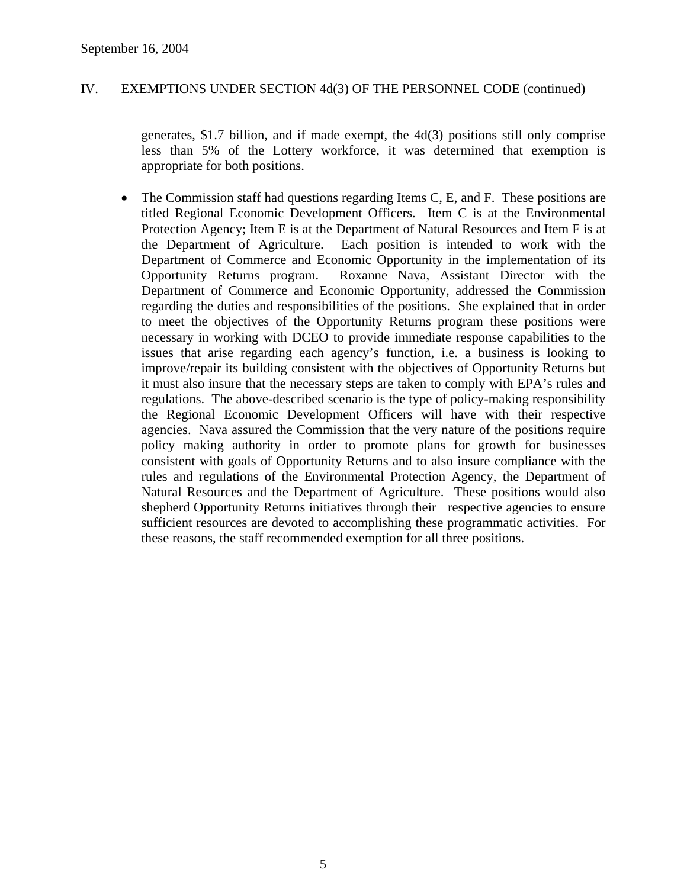## IV. EXEMPTIONS UNDER SECTION 4d(3) OF THE PERSONNEL CODE (continued)

generates, \$1.7 billion, and if made exempt, the 4d(3) positions still only comprise less than 5% of the Lottery workforce, it was determined that exemption is appropriate for both positions.

- The Commission staff had questions regarding Items C, E, and F. These positions are titled Regional Economic Development Officers. Item C is at the Environmental Protection Agency; Item E is at the Department of Natural Resources and Item F is at the Department of Agriculture. Each position is intended to work with the Department of Commerce and Economic Opportunity in the implementation of its Opportunity Returns program. Roxanne Nava, Assistant Director with the Department of Commerce and Economic Opportunity, addressed the Commission regarding the duties and responsibilities of the positions. She explained that in order to meet the objectives of the Opportunity Returns program these positions were necessary in working with DCEO to provide immediate response capabilities to the issues that arise regarding each agency's function, i.e. a business is looking to improve/repair its building consistent with the objectives of Opportunity Returns but it must also insure that the necessary steps are taken to comply with EPA's rules and regulations. The above-described scenario is the type of policy-making responsibility the Regional Economic Development Officers will have with their respective agencies. Nava assured the Commission that the very nature of the positions require policy making authority in order to promote plans for growth for businesses consistent with goals of Opportunity Returns and to also insure compliance with the rules and regulations of the Environmental Protection Agency, the Department of Natural Resources and the Department of Agriculture. These positions would also shepherd Opportunity Returns initiatives through their respective agencies to ensure sufficient resources are devoted to accomplishing these programmatic activities. For these reasons, the staff recommended exemption for all three positions.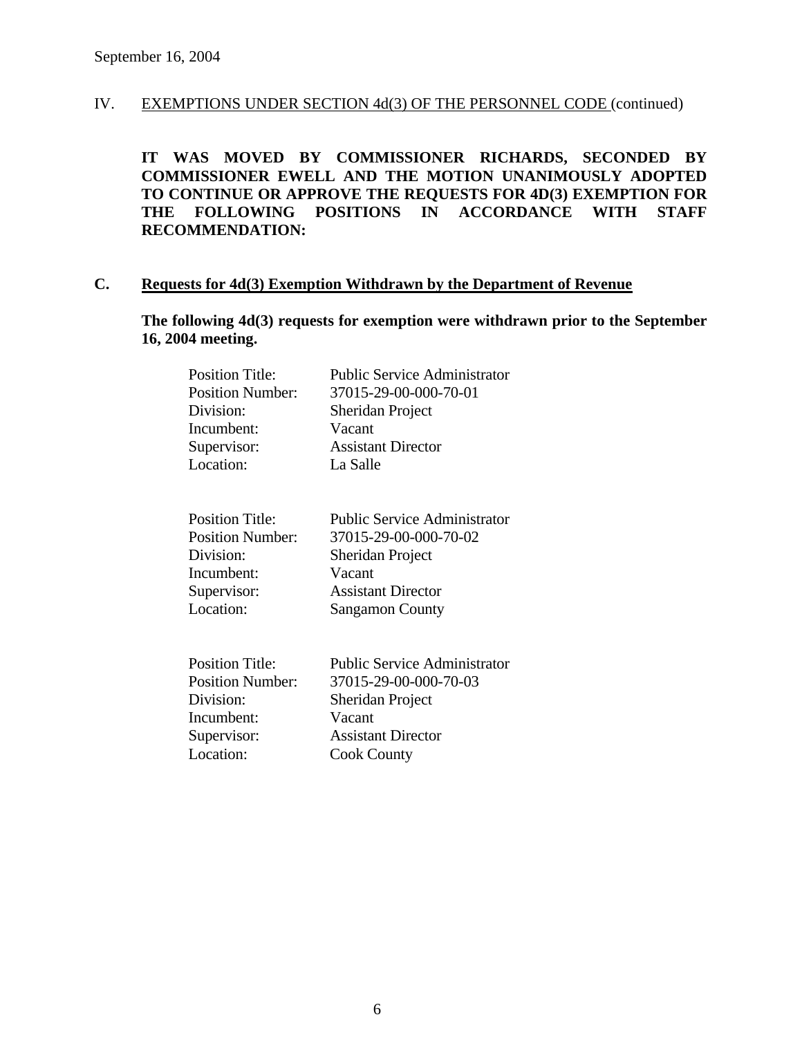September 16, 2004

IV. EXEMPTIONS UNDER SECTION 4d(3) OF THE PERSONNEL CODE (continued)

**IT WAS MOVED BY COMMISSIONER RICHARDS, SECONDED BY COMMISSIONER EWELL AND THE MOTION UNANIMOUSLY ADOPTED TO CONTINUE OR APPROVE THE REQUESTS FOR 4D(3) EXEMPTION FOR THE FOLLOWING POSITIONS IN ACCORDANCE WITH STAFF RECOMMENDATION:**

## C. Requests for 4d(3) Exemption Withdrawn by the Department of Revenue

**The following 4d(3) requests for exemption were withdrawn prior to the September 16, 2004 meeting.**

Position Title: Public Service Administrator
Position Number: 37015-29-00-000-70-01
Division: Sheridan Project
Incumbent: Vacant
Supervisor: Assistant Director
Location: La Salle

Position Title: Public Service Administrator
Position Number: 37015-29-00-000-70-02
Division: Sheridan Project
Incumbent: Vacant
Supervisor: Assistant Director
Location: Sangamon County

Position Title: Public Service Administrator
Position Number: 37015-29-00-000-70-03
Division: Sheridan Project
Incumbent: Vacant
Supervisor: Assistant Director
Location: Cook County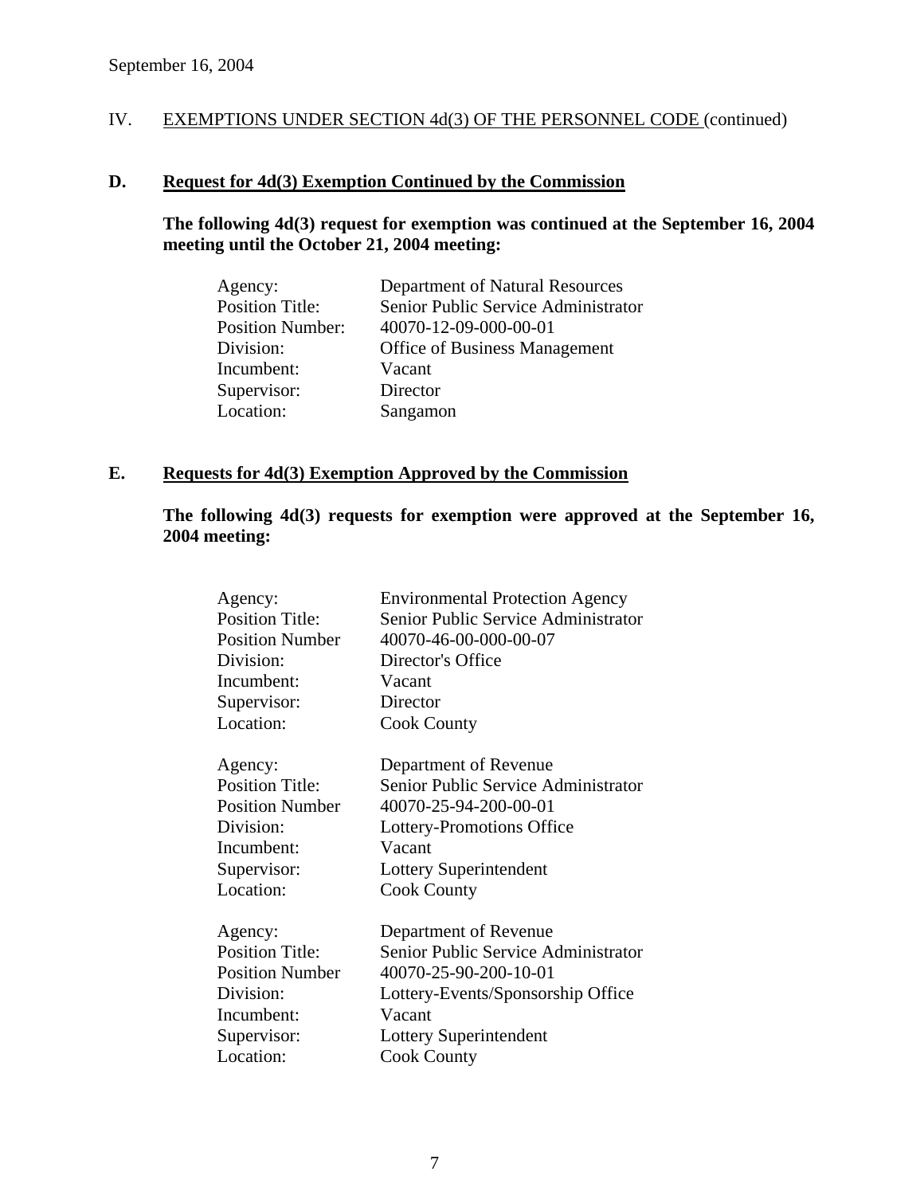September 16, 2004

IV. <u>EXEMPTIONS UNDER SECTION 4d(3) OF THE PERSONNEL CODE</u> (continued)

## D. <u>Request for 4d(3) Exemption Continued by the Commission</u>

**The following 4d(3) request for exemption was continued at the September 16, 2004 meeting until the October 21, 2004 meeting:**

| | |
|---|---|
| Agency: | Department of Natural Resources |
| Position Title: | Senior Public Service Administrator |
| Position Number: | 40070-12-09-000-00-01 |
| Division: | Office of Business Management |
| Incumbent: | Vacant |
| Supervisor: | Director |
| Location: | Sangamon |

## E. <u>Requests for 4d(3) Exemption Approved by the Commission</u>

**The following 4d(3) requests for exemption were approved at the September 16, 2004 meeting:**

| | |
|---|---|
| Agency: | Environmental Protection Agency |
| Position Title: | Senior Public Service Administrator |
| Position Number | 40070-46-00-000-00-07 |
| Division: | Director's Office |
| Incumbent: | Vacant |
| Supervisor: | Director |
| Location: | Cook County |

| | |
|---|---|
| Agency: | Department of Revenue |
| Position Title: | Senior Public Service Administrator |
| Position Number | 40070-25-94-200-00-01 |
| Division: | Lottery-Promotions Office |
| Incumbent: | Vacant |
| Supervisor: | Lottery Superintendent |
| Location: | Cook County |

| | |
|---|---|
| Agency: | Department of Revenue |
| Position Title: | Senior Public Service Administrator |
| Position Number | 40070-25-90-200-10-01 |
| Division: | Lottery-Events/Sponsorship Office |
| Incumbent: | Vacant |
| Supervisor: | Lottery Superintendent |
| Location: | Cook County |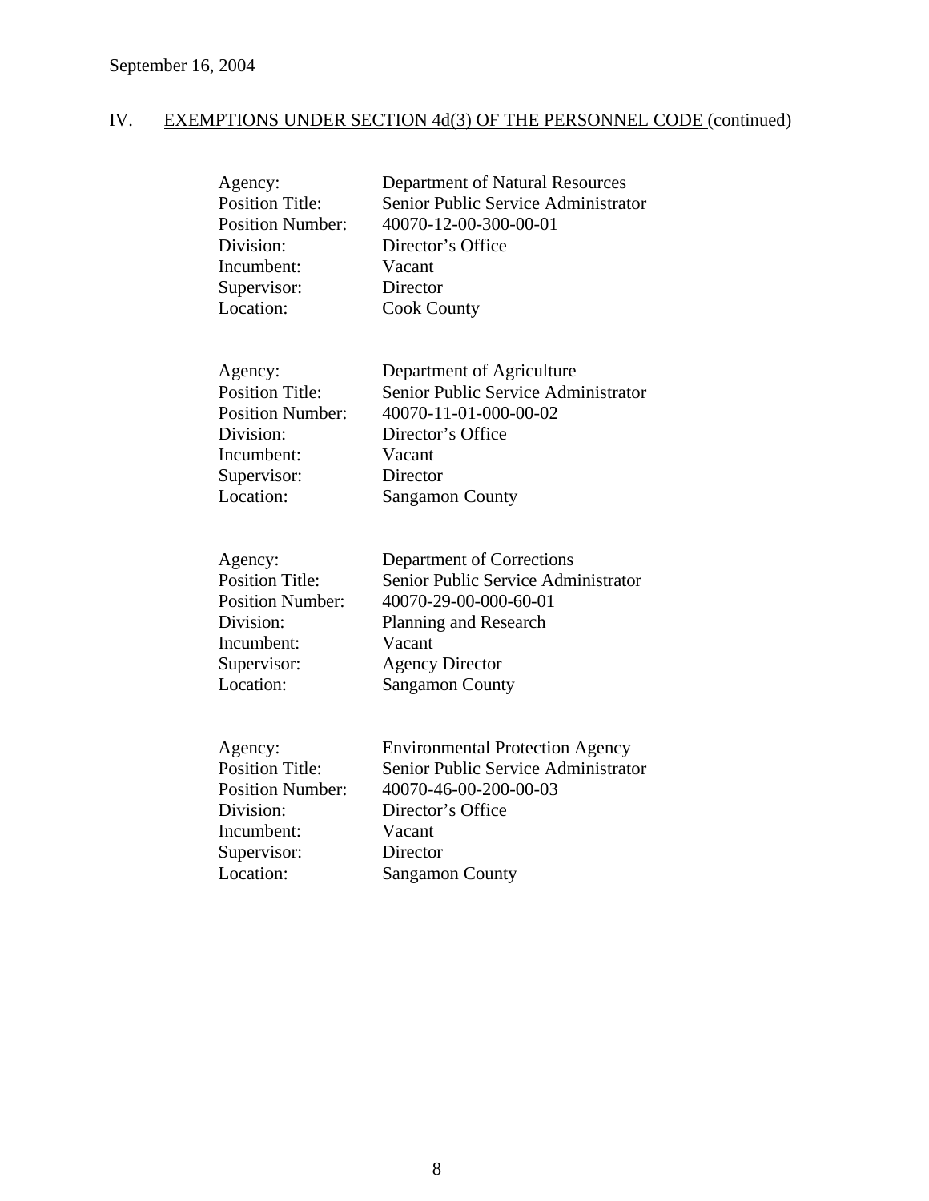September 16, 2004

## IV. EXEMPTIONS UNDER SECTION 4d(3) OF THE PERSONNEL CODE (continued)

Agency: Department of Natural Resources
Position Title: Senior Public Service Administrator
Position Number: 40070-12-00-300-00-01
Division: Director's Office
Incumbent: Vacant
Supervisor: Director
Location: Cook County

Agency: Department of Agriculture
Position Title: Senior Public Service Administrator
Position Number: 40070-11-01-000-00-02
Division: Director's Office
Incumbent: Vacant
Supervisor: Director
Location: Sangamon County

Agency: Department of Corrections
Position Title: Senior Public Service Administrator
Position Number: 40070-29-00-000-60-01
Division: Planning and Research
Incumbent: Vacant
Supervisor: Agency Director
Location: Sangamon County

Agency: Environmental Protection Agency
Position Title: Senior Public Service Administrator
Position Number: 40070-46-00-200-00-03
Division: Director's Office
Incumbent: Vacant
Supervisor: Director
Location: Sangamon County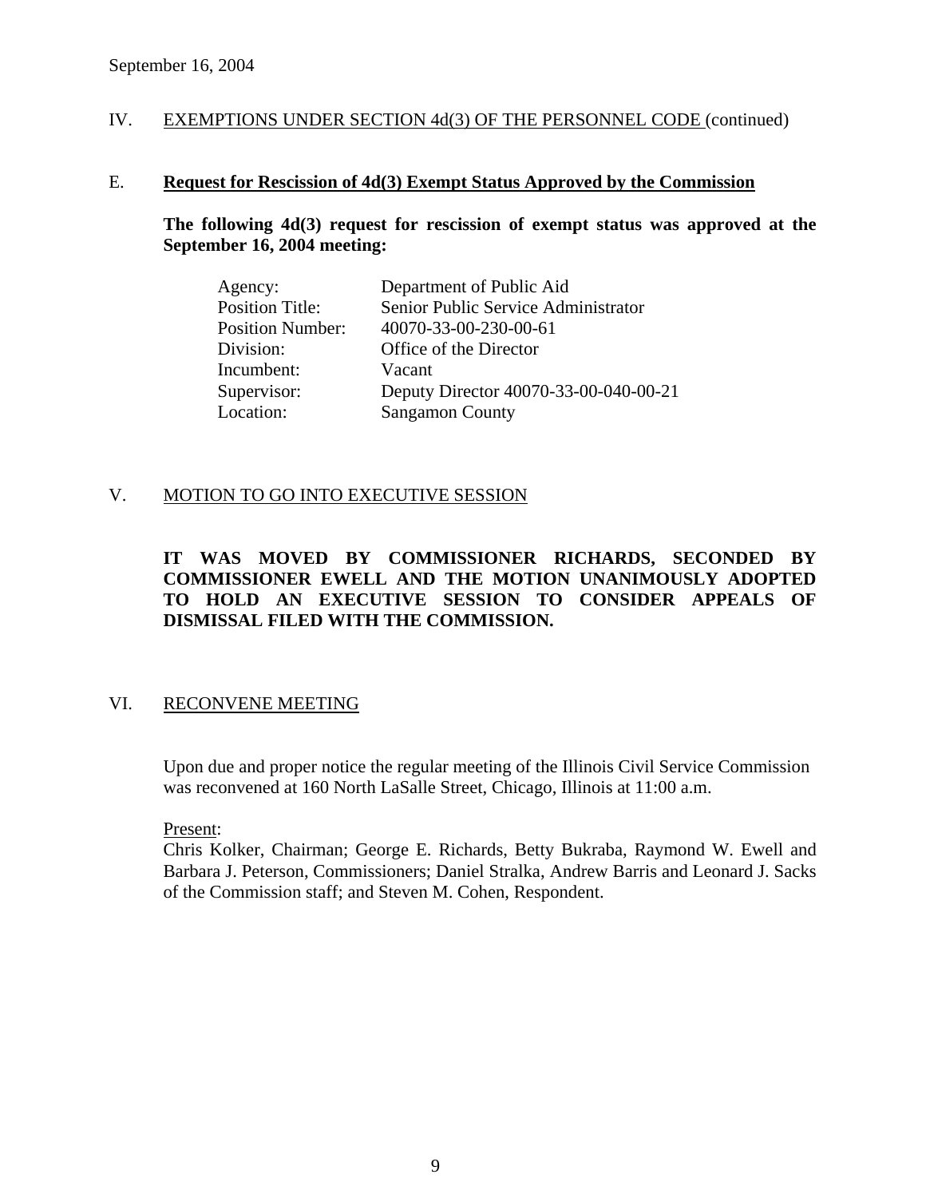September 16, 2004

IV. EXEMPTIONS UNDER SECTION 4d(3) OF THE PERSONNEL CODE (continued)

E. **Request for Rescission of 4d(3) Exempt Status Approved by the Commission**

**The following 4d(3) request for rescission of exempt status was approved at the September 16, 2004 meeting:**

| | |
|---|---|
| Agency: | Department of Public Aid |
| Position Title: | Senior Public Service Administrator |
| Position Number: | 40070-33-00-230-00-61 |
| Division: | Office of the Director |
| Incumbent: | Vacant |
| Supervisor: | Deputy Director 40070-33-00-040-00-21 |
| Location: | Sangamon County |

V. MOTION TO GO INTO EXECUTIVE SESSION

**IT WAS MOVED BY COMMISSIONER RICHARDS, SECONDED BY COMMISSIONER EWELL AND THE MOTION UNANIMOUSLY ADOPTED TO HOLD AN EXECUTIVE SESSION TO CONSIDER APPEALS OF DISMISSAL FILED WITH THE COMMISSION.**

VI. RECONVENE MEETING

Upon due and proper notice the regular meeting of the Illinois Civil Service Commission was reconvened at 160 North LaSalle Street, Chicago, Illinois at 11:00 a.m.

Present:
Chris Kolker, Chairman; George E. Richards, Betty Bukraba, Raymond W. Ewell and Barbara J. Peterson, Commissioners; Daniel Stralka, Andrew Barris and Leonard J. Sacks of the Commission staff; and Steven M. Cohen, Respondent.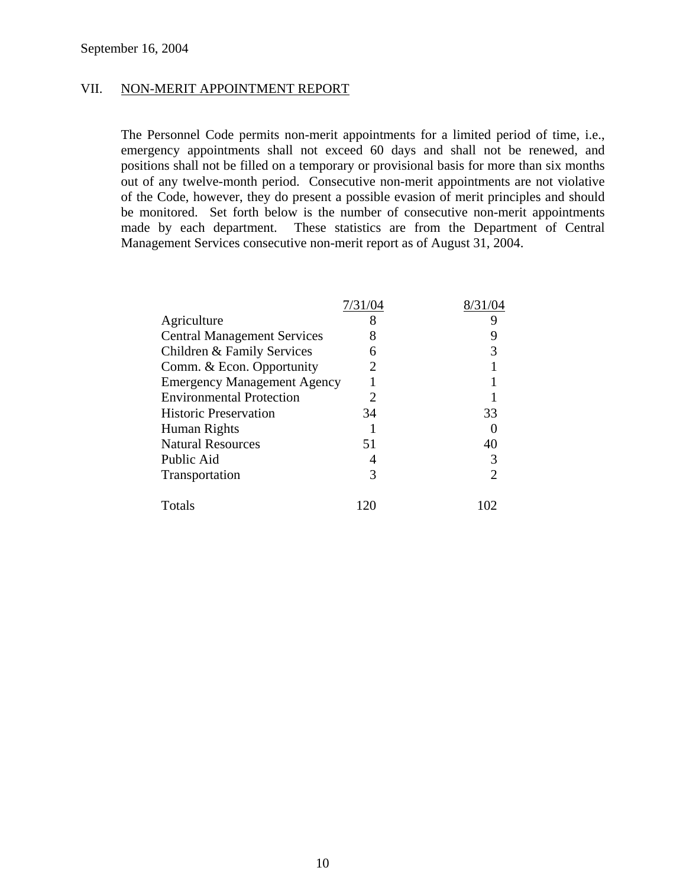September 16, 2004

## VII. NON-MERIT APPOINTMENT REPORT

The Personnel Code permits non-merit appointments for a limited period of time, i.e., emergency appointments shall not exceed 60 days and shall not be renewed, and positions shall not be filled on a temporary or provisional basis for more than six months out of any twelve-month period. Consecutive non-merit appointments are not violative of the Code, however, they do present a possible evasion of merit principles and should be monitored. Set forth below is the number of consecutive non-merit appointments made by each department. These statistics are from the Department of Central Management Services consecutive non-merit report as of August 31, 2004.

| | 7/31/04 | 8/31/04 |
|---|---|---|
| Agriculture | 8 | 9 |
| Central Management Services | 8 | 9 |
| Children & Family Services | 6 | 3 |
| Comm. & Econ. Opportunity | 2 | 1 |
| Emergency Management Agency | 1 | 1 |
| Environmental Protection | 2 | 1 |
| Historic Preservation | 34 | 33 |
| Human Rights | 1 | 0 |
| Natural Resources | 51 | 40 |
| Public Aid | 4 | 3 |
| Transportation | 3 | 2 |
| Totals | 120 | 102 |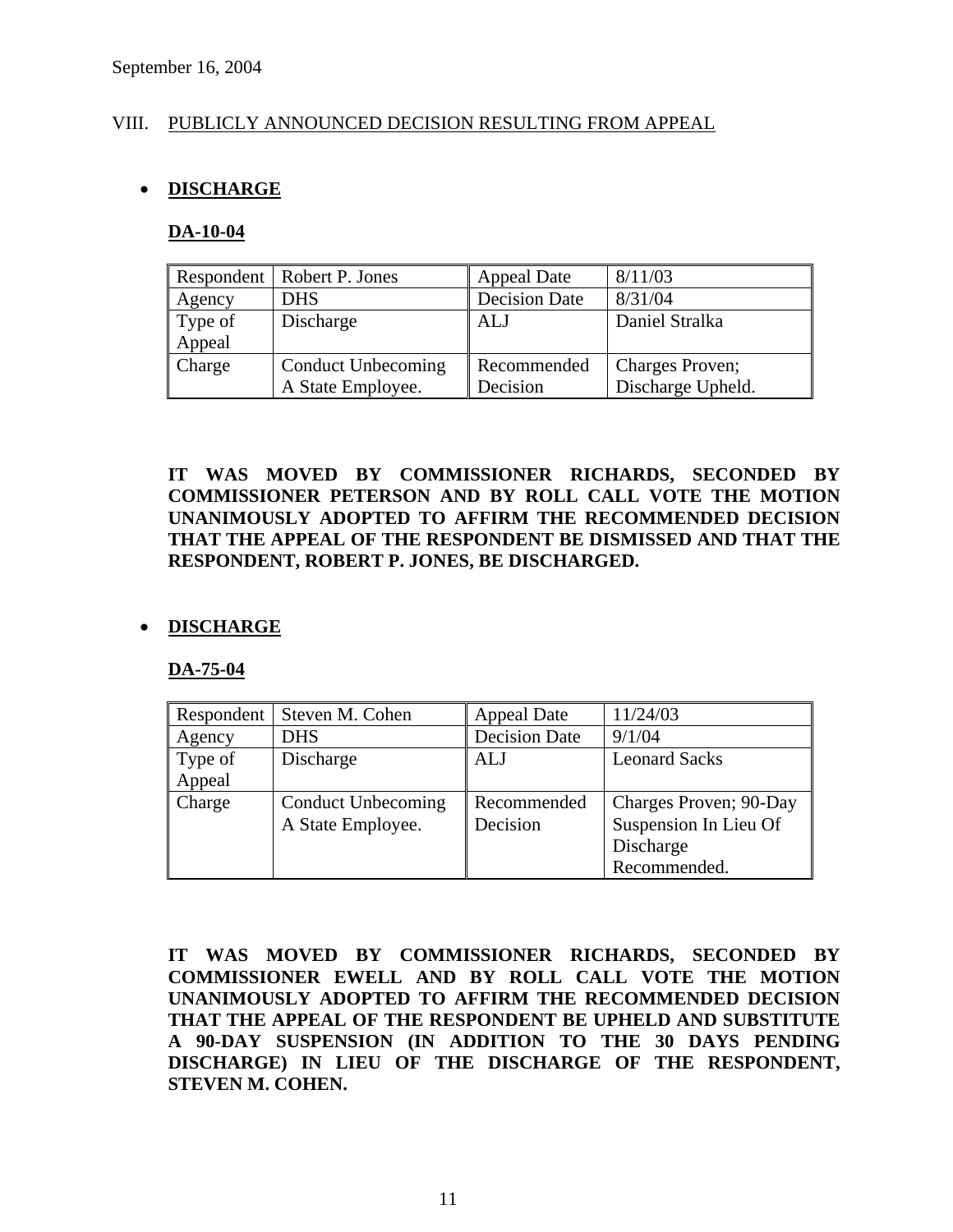September 16, 2004

## VIII. PUBLICLY ANNOUNCED DECISION RESULTING FROM APPEAL

- **DISCHARGE**

### DA-10-04

| Respondent | Robert P. Jones | Appeal Date | 8/11/03 |
|---|---|---|---|
| Agency | DHS | Decision Date | 8/31/04 |
| Type of Appeal | Discharge | ALJ | Daniel Stralka |
| Charge | Conduct Unbecoming A State Employee. | Recommended Decision | Charges Proven; Discharge Upheld. |

**IT WAS MOVED BY COMMISSIONER RICHARDS, SECONDED BY COMMISSIONER PETERSON AND BY ROLL CALL VOTE THE MOTION UNANIMOUSLY ADOPTED TO AFFIRM THE RECOMMENDED DECISION THAT THE APPEAL OF THE RESPONDENT BE DISMISSED AND THAT THE RESPONDENT, ROBERT P. JONES, BE DISCHARGED.**

- **DISCHARGE**

### DA-75-04

| Respondent | Steven M. Cohen | Appeal Date | 11/24/03 |
|---|---|---|---|
| Agency | DHS | Decision Date | 9/1/04 |
| Type of Appeal | Discharge | ALJ | Leonard Sacks |
| Charge | Conduct Unbecoming A State Employee. | Recommended Decision | Charges Proven; 90-Day Suspension In Lieu Of Discharge Recommended. |

**IT WAS MOVED BY COMMISSIONER RICHARDS, SECONDED BY COMMISSIONER EWELL AND BY ROLL CALL VOTE THE MOTION UNANIMOUSLY ADOPTED TO AFFIRM THE RECOMMENDED DECISION THAT THE APPEAL OF THE RESPONDENT BE UPHELD AND SUBSTITUTE A 90-DAY SUSPENSION (IN ADDITION TO THE 30 DAYS PENDING DISCHARGE) IN LIEU OF THE DISCHARGE OF THE RESPONDENT, STEVEN M. COHEN.**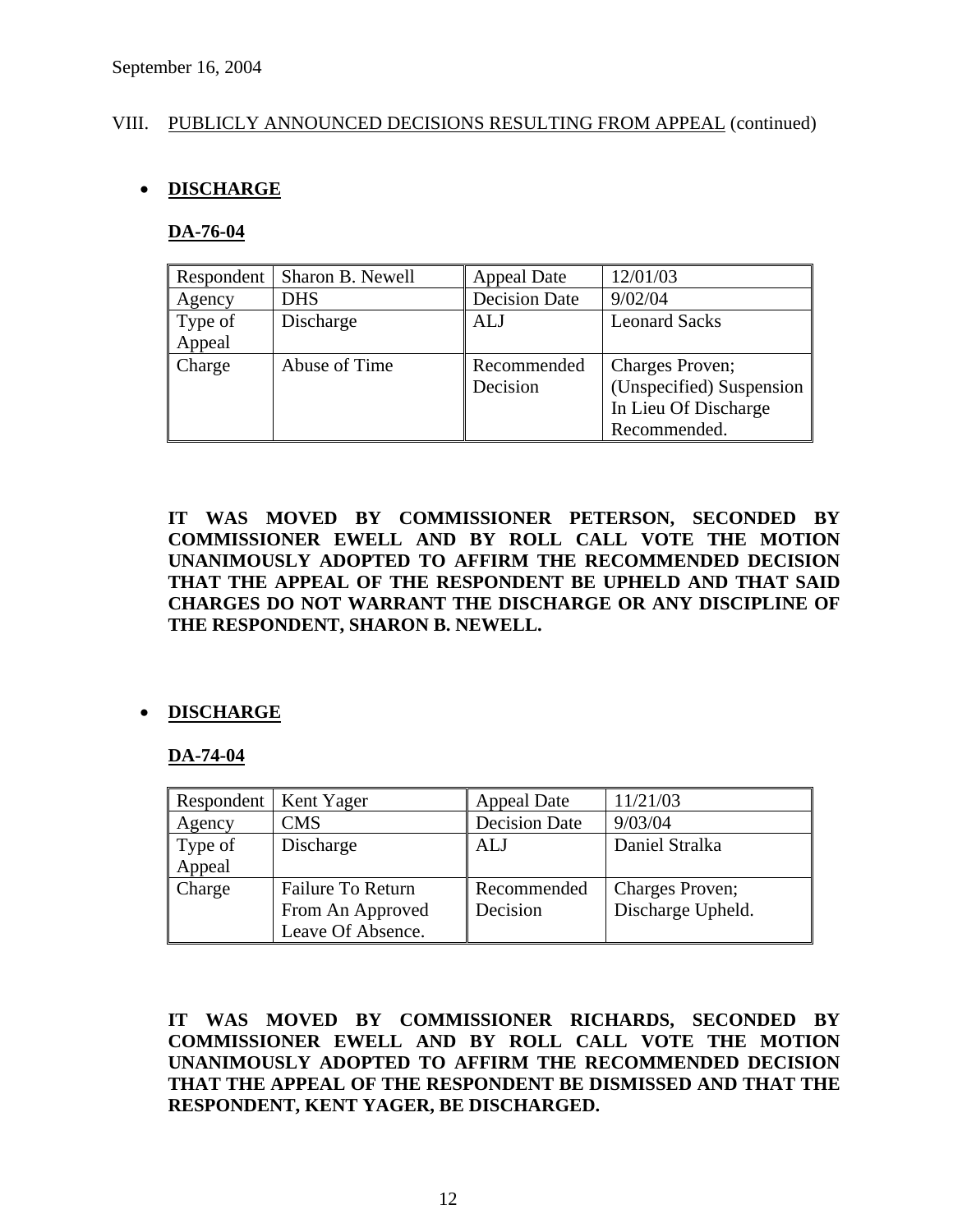September 16, 2004

VIII. PUBLICLY ANNOUNCED DECISIONS RESULTING FROM APPEAL (continued)

- **DISCHARGE**

**DA-76-04**

| Respondent | Sharon B. Newell | Appeal Date | 12/01/03 |
|---|---|---|---|
| Agency | DHS | Decision Date | 9/02/04 |
| Type of Appeal | Discharge | ALJ | Leonard Sacks |
| Charge | Abuse of Time | Recommended Decision | Charges Proven; (Unspecified) Suspension In Lieu Of Discharge Recommended. |

**IT WAS MOVED BY COMMISSIONER PETERSON, SECONDED BY COMMISSIONER EWELL AND BY ROLL CALL VOTE THE MOTION UNANIMOUSLY ADOPTED TO AFFIRM THE RECOMMENDED DECISION THAT THE APPEAL OF THE RESPONDENT BE UPHELD AND THAT SAID CHARGES DO NOT WARRANT THE DISCHARGE OR ANY DISCIPLINE OF THE RESPONDENT, SHARON B. NEWELL.**

- **DISCHARGE**

**DA-74-04**

| Respondent | Kent Yager | Appeal Date | 11/21/03 |
|---|---|---|---|
| Agency | CMS | Decision Date | 9/03/04 |
| Type of Appeal | Discharge | ALJ | Daniel Stralka |
| Charge | Failure To Return From An Approved Leave Of Absence. | Recommended Decision | Charges Proven; Discharge Upheld. |

**IT WAS MOVED BY COMMISSIONER RICHARDS, SECONDED BY COMMISSIONER EWELL AND BY ROLL CALL VOTE THE MOTION UNANIMOUSLY ADOPTED TO AFFIRM THE RECOMMENDED DECISION THAT THE APPEAL OF THE RESPONDENT BE DISMISSED AND THAT THE RESPONDENT, KENT YAGER, BE DISCHARGED.**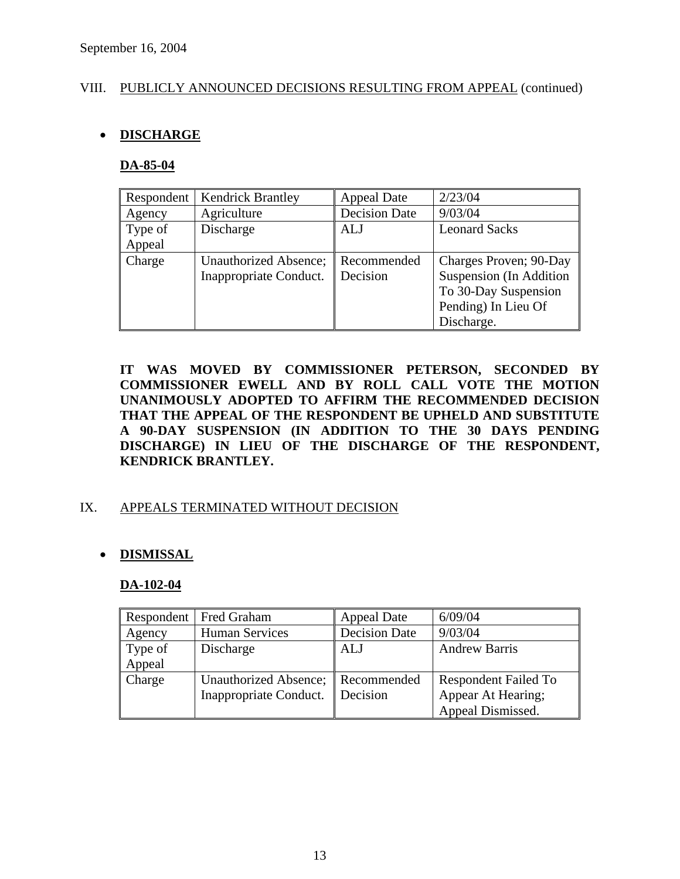September 16, 2004

VIII. PUBLICLY ANNOUNCED DECISIONS RESULTING FROM APPEAL (continued)

- **DISCHARGE**

**DA-85-04**

| Respondent | Kendrick Brantley | Appeal Date | 2/23/04 |
|---|---|---|---|
| Agency | Agriculture | Decision Date | 9/03/04 |
| Type of Appeal | Discharge | ALJ | Leonard Sacks |
| Charge | Unauthorized Absence; Inappropriate Conduct. | Recommended Decision | Charges Proven; 90-Day Suspension (In Addition To 30-Day Suspension Pending) In Lieu Of Discharge. |

**IT WAS MOVED BY COMMISSIONER PETERSON, SECONDED BY COMMISSIONER EWELL AND BY ROLL CALL VOTE THE MOTION UNANIMOUSLY ADOPTED TO AFFIRM THE RECOMMENDED DECISION THAT THE APPEAL OF THE RESPONDENT BE UPHELD AND SUBSTITUTE A 90-DAY SUSPENSION (IN ADDITION TO THE 30 DAYS PENDING DISCHARGE) IN LIEU OF THE DISCHARGE OF THE RESPONDENT, KENDRICK BRANTLEY.**

IX. APPEALS TERMINATED WITHOUT DECISION

- **DISMISSAL**

**DA-102-04**

| Respondent | Fred Graham | Appeal Date | 6/09/04 |
|---|---|---|---|
| Agency | Human Services | Decision Date | 9/03/04 |
| Type of Appeal | Discharge | ALJ | Andrew Barris |
| Charge | Unauthorized Absence; Inappropriate Conduct. | Recommended Decision | Respondent Failed To Appear At Hearing; Appeal Dismissed. |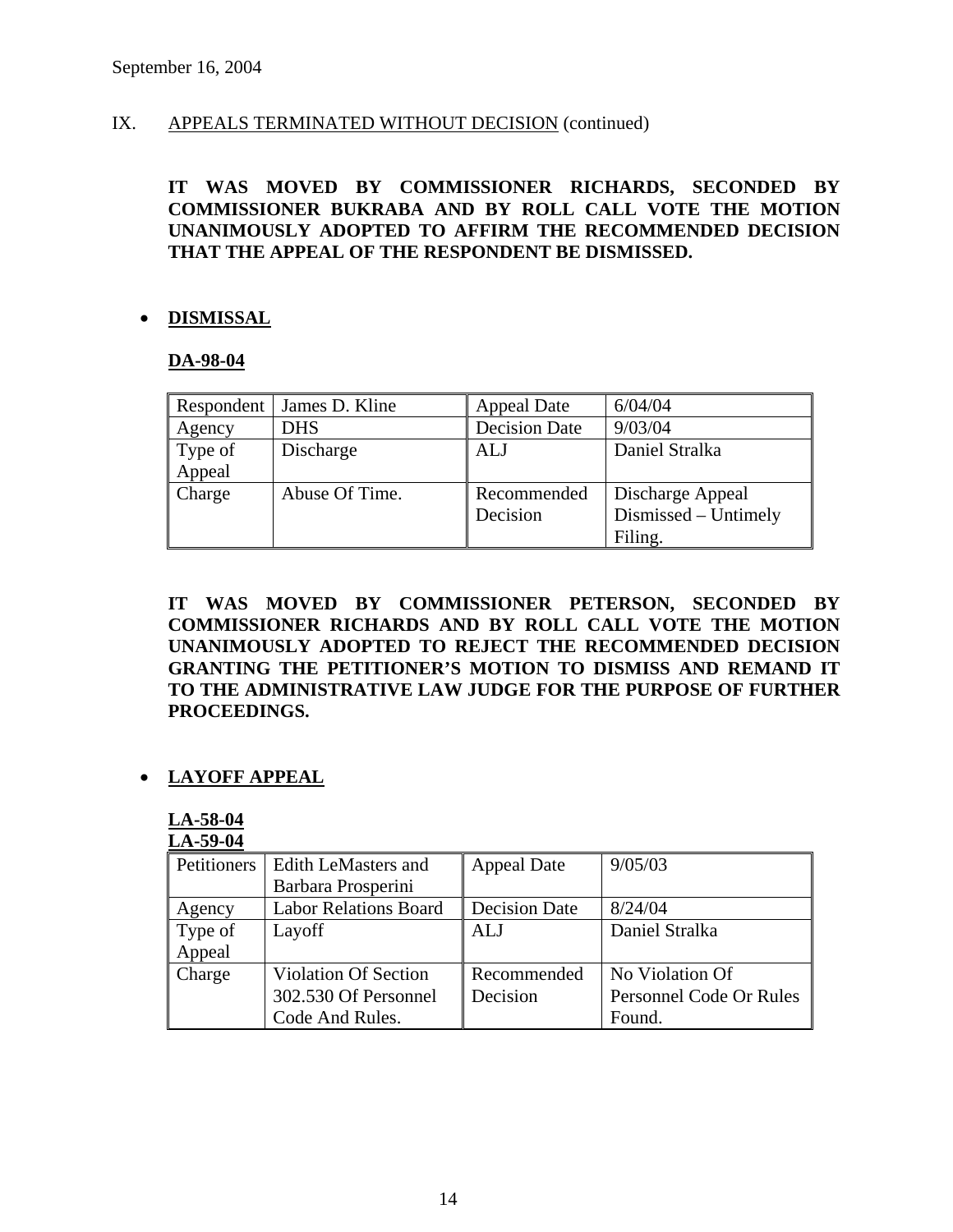September 16, 2004

IX. APPEALS TERMINATED WITHOUT DECISION (continued)

**IT WAS MOVED BY COMMISSIONER RICHARDS, SECONDED BY COMMISSIONER BUKRABA AND BY ROLL CALL VOTE THE MOTION UNANIMOUSLY ADOPTED TO AFFIRM THE RECOMMENDED DECISION THAT THE APPEAL OF THE RESPONDENT BE DISMISSED.**

- **DISMISSAL**

**DA-98-04**

| Respondent | James D. Kline | Appeal Date | 6/04/04 |
|---|---|---|---|
| Agency | DHS | Decision Date | 9/03/04 |
| Type of Appeal | Discharge | ALJ | Daniel Stralka |
| Charge | Abuse Of Time. | Recommended Decision | Discharge Appeal Dismissed – Untimely Filing. |

**IT WAS MOVED BY COMMISSIONER PETERSON, SECONDED BY COMMISSIONER RICHARDS AND BY ROLL CALL VOTE THE MOTION UNANIMOUSLY ADOPTED TO REJECT THE RECOMMENDED DECISION GRANTING THE PETITIONER'S MOTION TO DISMISS AND REMAND IT TO THE ADMINISTRATIVE LAW JUDGE FOR THE PURPOSE OF FURTHER PROCEEDINGS.**

- **LAYOFF APPEAL**

**LA-58-04**
**LA-59-04**

| Petitioners | Edith LeMasters and Barbara Prosperini | Appeal Date | 9/05/03 |
|---|---|---|---|
| Agency | Labor Relations Board | Decision Date | 8/24/04 |
| Type of Appeal | Layoff | ALJ | Daniel Stralka |
| Charge | Violation Of Section 302.530 Of Personnel Code And Rules. | Recommended Decision | No Violation Of Personnel Code Or Rules Found. |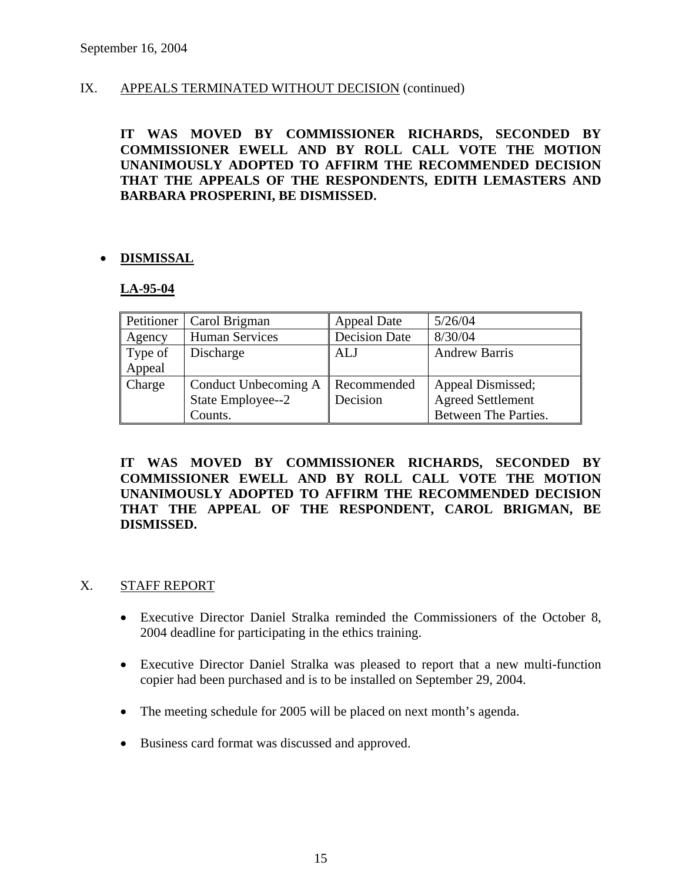September 16, 2004

## IX. APPEALS TERMINATED WITHOUT DECISION (continued)

**IT WAS MOVED BY COMMISSIONER RICHARDS, SECONDED BY COMMISSIONER EWELL AND BY ROLL CALL VOTE THE MOTION UNANIMOUSLY ADOPTED TO AFFIRM THE RECOMMENDED DECISION THAT THE APPEALS OF THE RESPONDENTS, EDITH LEMASTERS AND BARBARA PROSPERINI, BE DISMISSED.**

- **DISMISSAL**

**LA-95-04**

| Petitioner | Carol Brigman | Appeal Date | 5/26/04 |
|---|---|---|---|
| Agency | Human Services | Decision Date | 8/30/04 |
| Type of Appeal | Discharge | ALJ | Andrew Barris |
| Charge | Conduct Unbecoming A State Employee--2 Counts. | Recommended Decision | Appeal Dismissed; Agreed Settlement Between The Parties. |

**IT WAS MOVED BY COMMISSIONER RICHARDS, SECONDED BY COMMISSIONER EWELL AND BY ROLL CALL VOTE THE MOTION UNANIMOUSLY ADOPTED TO AFFIRM THE RECOMMENDED DECISION THAT THE APPEAL OF THE RESPONDENT, CAROL BRIGMAN, BE DISMISSED.**

## X. STAFF REPORT

- Executive Director Daniel Stralka reminded the Commissioners of the October 8, 2004 deadline for participating in the ethics training.
- Executive Director Daniel Stralka was pleased to report that a new multi-function copier had been purchased and is to be installed on September 29, 2004.
- The meeting schedule for 2005 will be placed on next month's agenda.
- Business card format was discussed and approved.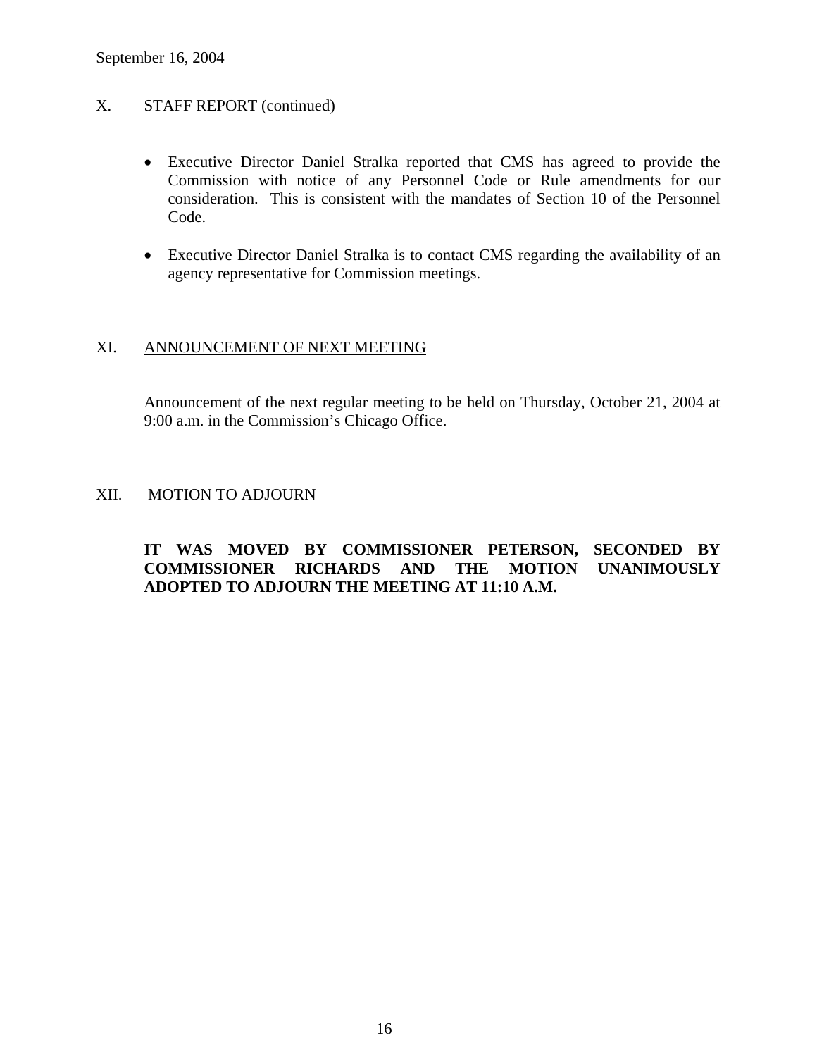September 16, 2004

X. STAFF REPORT (continued)

- Executive Director Daniel Stralka reported that CMS has agreed to provide the Commission with notice of any Personnel Code or Rule amendments for our consideration. This is consistent with the mandates of Section 10 of the Personnel Code.

- Executive Director Daniel Stralka is to contact CMS regarding the availability of an agency representative for Commission meetings.

XI. ANNOUNCEMENT OF NEXT MEETING

Announcement of the next regular meeting to be held on Thursday, October 21, 2004 at 9:00 a.m. in the Commission's Chicago Office.

XII. MOTION TO ADJOURN

**IT WAS MOVED BY COMMISSIONER PETERSON, SECONDED BY COMMISSIONER RICHARDS AND THE MOTION UNANIMOUSLY ADOPTED TO ADJOURN THE MEETING AT 11:10 A.M.**